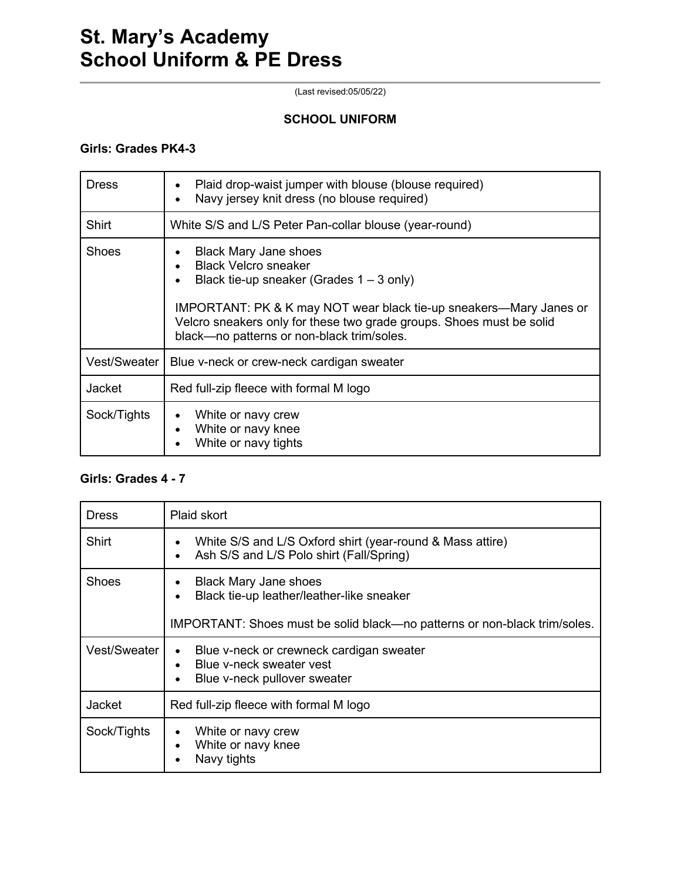# St. Mary's Academy
# School Uniform & PE Dress

(Last revised:05/05/22)

## SCHOOL UNIFORM

### Girls: Grades PK4-3

| | |
|---|---|
| Dress | • Plaid drop-waist jumper with blouse (blouse required)<br>• Navy jersey knit dress (no blouse required) |
| Shirt | White S/S and L/S Peter Pan-collar blouse (year-round) |
| Shoes | • Black Mary Jane shoes<br>• Black Velcro sneaker<br>• Black tie-up sneaker (Grades 1 – 3 only)<br><br>IMPORTANT: PK & K may NOT wear black tie-up sneakers—Mary Janes or Velcro sneakers only for these two grade groups. Shoes must be solid black—no patterns or non-black trim/soles. |
| Vest/Sweater | Blue v-neck or crew-neck cardigan sweater |
| Jacket | Red full-zip fleece with formal M logo |
| Sock/Tights | • White or navy crew<br>• White or navy knee<br>• White or navy tights |

### Girls: Grades 4 - 7

| | |
|---|---|
| Dress | Plaid skort |
| Shirt | • White S/S and L/S Oxford shirt (year-round & Mass attire)<br>• Ash S/S and L/S Polo shirt (Fall/Spring) |
| Shoes | • Black Mary Jane shoes<br>• Black tie-up leather/leather-like sneaker<br><br>IMPORTANT: Shoes must be solid black—no patterns or non-black trim/soles. |
| Vest/Sweater | • Blue v-neck or crewneck cardigan sweater<br>• Blue v-neck sweater vest<br>• Blue v-neck pullover sweater |
| Jacket | Red full-zip fleece with formal M logo |
| Sock/Tights | • White or navy crew<br>• White or navy knee<br>• Navy tights |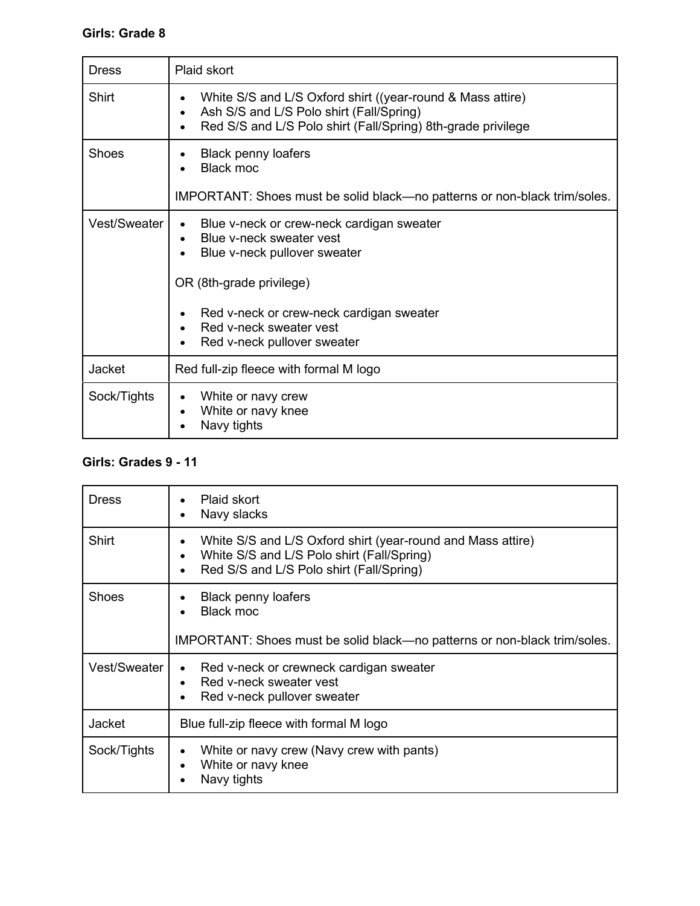**Girls: Grade 8**

| | |
|---|---|
| Dress | Plaid skort |
| Shirt | • White S/S and L/S Oxford shirt ((year-round & Mass attire)<br>• Ash S/S and L/S Polo shirt (Fall/Spring)<br>• Red S/S and L/S Polo shirt (Fall/Spring) 8th-grade privilege |
| Shoes | • Black penny loafers<br>• Black moc<br><br>IMPORTANT: Shoes must be solid black—no patterns or non-black trim/soles. |
| Vest/Sweater | • Blue v-neck or crew-neck cardigan sweater<br>• Blue v-neck sweater vest<br>• Blue v-neck pullover sweater<br><br>OR (8th-grade privilege)<br><br>• Red v-neck or crew-neck cardigan sweater<br>• Red v-neck sweater vest<br>• Red v-neck pullover sweater |
| Jacket | Red full-zip fleece with formal M logo |
| Sock/Tights | • White or navy crew<br>• White or navy knee<br>• Navy tights |

**Girls: Grades 9 - 11**

| | |
|---|---|
| Dress | • Plaid skort<br>• Navy slacks |
| Shirt | • White S/S and L/S Oxford shirt (year-round and Mass attire)<br>• White S/S and L/S Polo shirt (Fall/Spring)<br>• Red S/S and L/S Polo shirt (Fall/Spring) |
| Shoes | • Black penny loafers<br>• Black moc<br><br>IMPORTANT: Shoes must be solid black—no patterns or non-black trim/soles. |
| Vest/Sweater | • Red v-neck or crewneck cardigan sweater<br>• Red v-neck sweater vest<br>• Red v-neck pullover sweater |
| Jacket | Blue full-zip fleece with formal M logo |
| Sock/Tights | • White or navy crew (Navy crew with pants)<br>• White or navy knee<br>• Navy tights |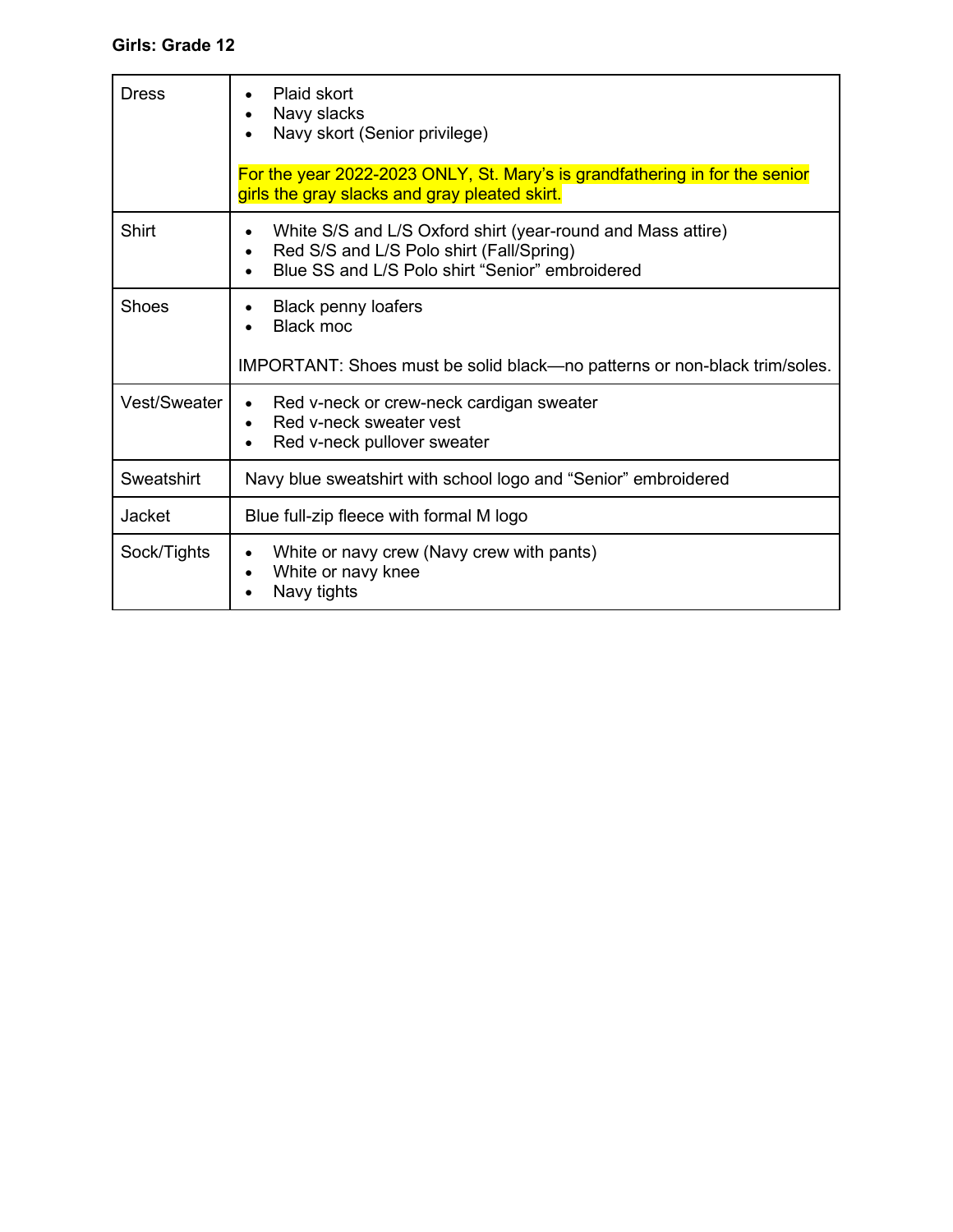**Girls: Grade 12**

| | |
|---|---|
| Dress | • Plaid skort<br>• Navy slacks<br>• Navy skort (Senior privilege)<br><br>For the year 2022-2023 ONLY, St. Mary's is grandfathering in for the senior girls the gray slacks and gray pleated skirt. |
| Shirt | • White S/S and L/S Oxford shirt (year-round and Mass attire)<br>• Red S/S and L/S Polo shirt (Fall/Spring)<br>• Blue SS and L/S Polo shirt "Senior" embroidered |
| Shoes | • Black penny loafers<br>• Black moc<br><br>IMPORTANT: Shoes must be solid black—no patterns or non-black trim/soles. |
| Vest/Sweater | • Red v-neck or crew-neck cardigan sweater<br>• Red v-neck sweater vest<br>• Red v-neck pullover sweater |
| Sweatshirt | Navy blue sweatshirt with school logo and "Senior" embroidered |
| Jacket | Blue full-zip fleece with formal M logo |
| Sock/Tights | • White or navy crew (Navy crew with pants)<br>• White or navy knee<br>• Navy tights |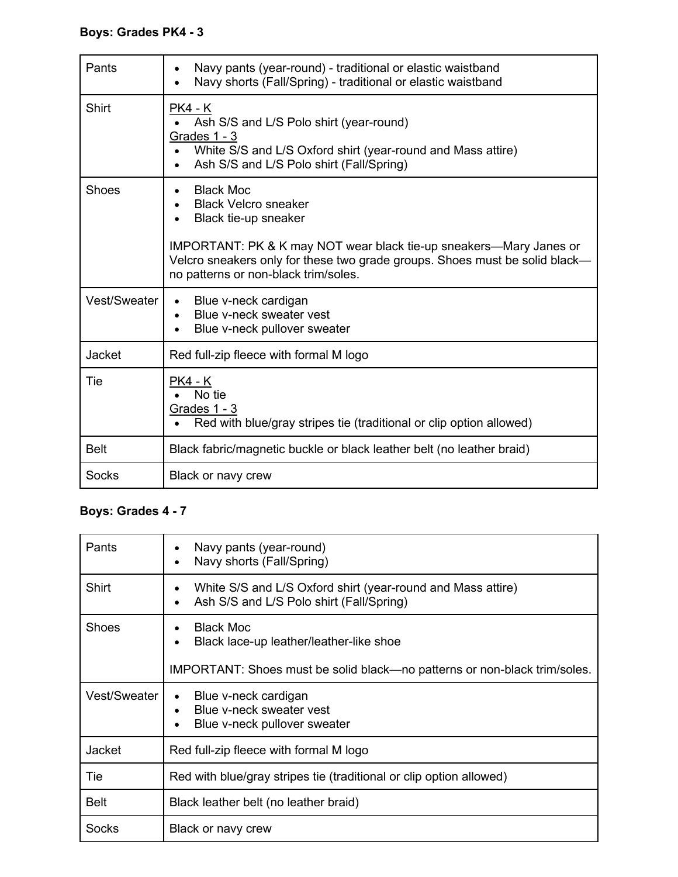**Boys: Grades PK4 - 3**

| | |
|---|---|
| Pants | • Navy pants (year-round) - traditional or elastic waistband<br>• Navy shorts (Fall/Spring) - traditional or elastic waistband |
| Shirt | PK4 - K<br>• Ash S/S and L/S Polo shirt (year-round)<br>Grades 1 - 3<br>• White S/S and L/S Oxford shirt (year-round and Mass attire)<br>• Ash S/S and L/S Polo shirt (Fall/Spring) |
| Shoes | • Black Moc<br>• Black Velcro sneaker<br>• Black tie-up sneaker<br><br>IMPORTANT: PK & K may NOT wear black tie-up sneakers—Mary Janes or Velcro sneakers only for these two grade groups. Shoes must be solid black—no patterns or non-black trim/soles. |
| Vest/Sweater | • Blue v-neck cardigan<br>• Blue v-neck sweater vest<br>• Blue v-neck pullover sweater |
| Jacket | Red full-zip fleece with formal M logo |
| Tie | PK4 - K<br>• No tie<br>Grades 1 - 3<br>• Red with blue/gray stripes tie (traditional or clip option allowed) |
| Belt | Black fabric/magnetic buckle or black leather belt (no leather braid) |
| Socks | Black or navy crew |

**Boys: Grades 4 - 7**

| | |
|---|---|
| Pants | • Navy pants (year-round)<br>• Navy shorts (Fall/Spring) |
| Shirt | • White S/S and L/S Oxford shirt (year-round and Mass attire)<br>• Ash S/S and L/S Polo shirt (Fall/Spring) |
| Shoes | • Black Moc<br>• Black lace-up leather/leather-like shoe<br><br>IMPORTANT: Shoes must be solid black—no patterns or non-black trim/soles. |
| Vest/Sweater | • Blue v-neck cardigan<br>• Blue v-neck sweater vest<br>• Blue v-neck pullover sweater |
| Jacket | Red full-zip fleece with formal M logo |
| Tie | Red with blue/gray stripes tie (traditional or clip option allowed) |
| Belt | Black leather belt (no leather braid) |
| Socks | Black or navy crew |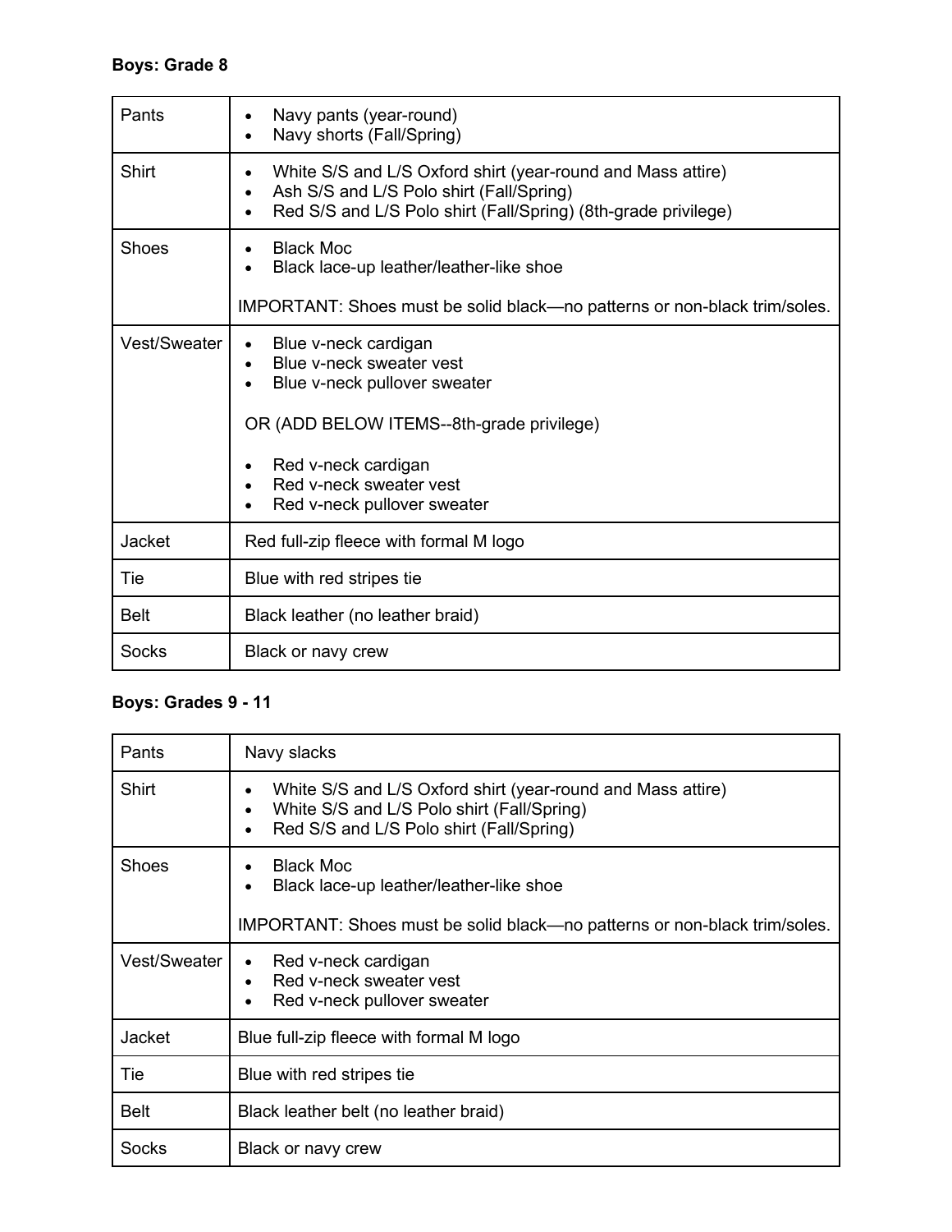**Boys: Grade 8**

| | |
|---|---|
| Pants | • Navy pants (year-round)<br>• Navy shorts (Fall/Spring) |
| Shirt | • White S/S and L/S Oxford shirt (year-round and Mass attire)<br>• Ash S/S and L/S Polo shirt (Fall/Spring)<br>• Red S/S and L/S Polo shirt (Fall/Spring) (8th-grade privilege) |
| Shoes | • Black Moc<br>• Black lace-up leather/leather-like shoe<br><br>IMPORTANT: Shoes must be solid black—no patterns or non-black trim/soles. |
| Vest/Sweater | • Blue v-neck cardigan<br>• Blue v-neck sweater vest<br>• Blue v-neck pullover sweater<br><br>OR (ADD BELOW ITEMS--8th-grade privilege)<br><br>• Red v-neck cardigan<br>• Red v-neck sweater vest<br>• Red v-neck pullover sweater |
| Jacket | Red full-zip fleece with formal M logo |
| Tie | Blue with red stripes tie |
| Belt | Black leather (no leather braid) |
| Socks | Black or navy crew |

**Boys: Grades 9 - 11**

| | |
|---|---|
| Pants | Navy slacks |
| Shirt | • White S/S and L/S Oxford shirt (year-round and Mass attire)<br>• White S/S and L/S Polo shirt (Fall/Spring)<br>• Red S/S and L/S Polo shirt (Fall/Spring) |
| Shoes | • Black Moc<br>• Black lace-up leather/leather-like shoe<br><br>IMPORTANT: Shoes must be solid black—no patterns or non-black trim/soles. |
| Vest/Sweater | • Red v-neck cardigan<br>• Red v-neck sweater vest<br>• Red v-neck pullover sweater |
| Jacket | Blue full-zip fleece with formal M logo |
| Tie | Blue with red stripes tie |
| Belt | Black leather belt (no leather braid) |
| Socks | Black or navy crew |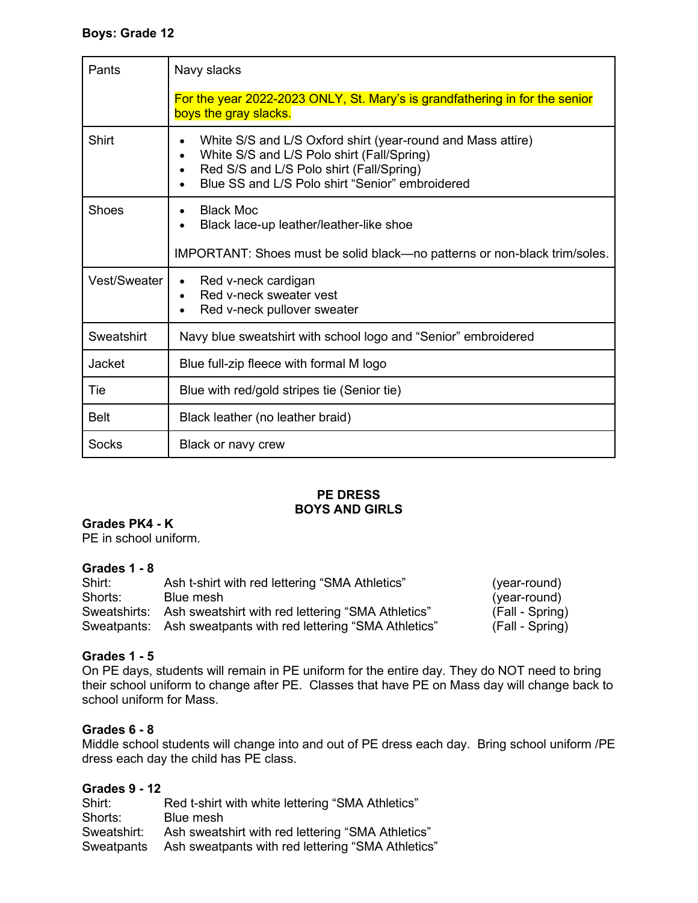**Boys: Grade 12**

| | |
|---|---|
| Pants | Navy slacks<br><br>For the year 2022-2023 ONLY, St. Mary's is grandfathering in for the senior boys the gray slacks. |
| Shirt | • White S/S and L/S Oxford shirt (year-round and Mass attire)<br>• White S/S and L/S Polo shirt (Fall/Spring)<br>• Red S/S and L/S Polo shirt (Fall/Spring)<br>• Blue SS and L/S Polo shirt "Senior" embroidered |
| Shoes | • Black Moc<br>• Black lace-up leather/leather-like shoe<br><br>IMPORTANT: Shoes must be solid black—no patterns or non-black trim/soles. |
| Vest/Sweater | • Red v-neck cardigan<br>• Red v-neck sweater vest<br>• Red v-neck pullover sweater |
| Sweatshirt | Navy blue sweatshirt with school logo and "Senior" embroidered |
| Jacket | Blue full-zip fleece with formal M logo |
| Tie | Blue with red/gold stripes tie (Senior tie) |
| Belt | Black leather (no leather braid) |
| Socks | Black or navy crew |

## PE DRESS
## BOYS AND GIRLS

**Grades PK4 - K**
PE in school uniform.

**Grades 1 - 8**

| | | |
|---|---|---|
| Shirt: | Ash t-shirt with red lettering "SMA Athletics" | (year-round) |
| Shorts: | Blue mesh | (year-round) |
| Sweatshirts: | Ash sweatshirt with red lettering "SMA Athletics" | (Fall - Spring) |
| Sweatpants: | Ash sweatpants with red lettering "SMA Athletics" | (Fall - Spring) |

**Grades 1 - 5**
On PE days, students will remain in PE uniform for the entire day. They do NOT need to bring their school uniform to change after PE. Classes that have PE on Mass day will change back to school uniform for Mass.

**Grades 6 - 8**
Middle school students will change into and out of PE dress each day. Bring school uniform /PE dress each day the child has PE class.

**Grades 9 - 12**

| | |
|---|---|
| Shirt: | Red t-shirt with white lettering "SMA Athletics" |
| Shorts: | Blue mesh |
| Sweatshirt: | Ash sweatshirt with red lettering "SMA Athletics" |
| Sweatpants | Ash sweatpants with red lettering "SMA Athletics" |